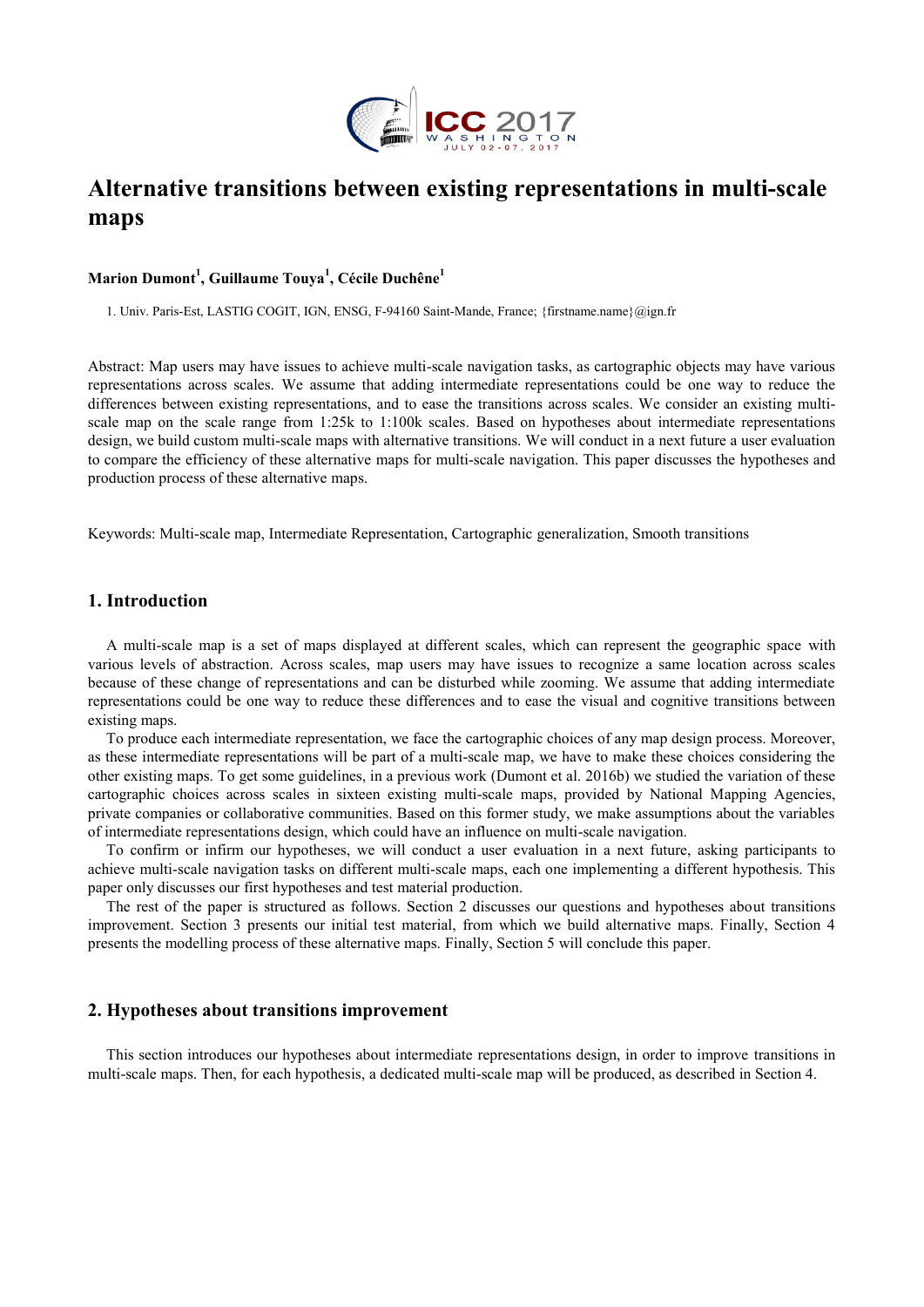# Alternative transitions between existing representations in multi-scale maps

**Marion Dumont[1], Guillaume Touya[1], Cécile Duchêne[1]**

1. Univ. Paris-Est, LASTIG COGIT, IGN, ENSG, F-94160 Saint-Mande, France; {firstname.name}@ign.fr

Abstract: Map users may have issues to achieve multi-scale navigation tasks, as cartographic objects may have various representations across scales. We assume that adding intermediate representations could be one way to reduce the differences between existing representations, and to ease the transitions across scales. We consider an existing multi-scale map on the scale range from 1:25k to 1:100k scales. Based on hypotheses about intermediate representations design, we build custom multi-scale maps with alternative transitions. We will conduct in a next future a user evaluation to compare the efficiency of these alternative maps for multi-scale navigation. This paper discusses the hypotheses and production process of these alternative maps.

Keywords: Multi-scale map, Intermediate Representation, Cartographic generalization, Smooth transitions

## 1. Introduction

A multi-scale map is a set of maps displayed at different scales, which can represent the geographic space with various levels of abstraction. Across scales, map users may have issues to recognize a same location across scales because of these change of representations and can be disturbed while zooming. We assume that adding intermediate representations could be one way to reduce these differences and to ease the visual and cognitive transitions between existing maps.

To produce each intermediate representation, we face the cartographic choices of any map design process. Moreover, as these intermediate representations will be part of a multi-scale map, we have to make these choices considering the other existing maps. To get some guidelines, in a previous work (Dumont et al. 2016b) we studied the variation of these cartographic choices across scales in sixteen existing multi-scale maps, provided by National Mapping Agencies, private companies or collaborative communities. Based on this former study, we make assumptions about the variables of intermediate representations design, which could have an influence on multi-scale navigation.

To confirm or infirm our hypotheses, we will conduct a user evaluation in a next future, asking participants to achieve multi-scale navigation tasks on different multi-scale maps, each one implementing a different hypothesis. This paper only discusses our first hypotheses and test material production.

The rest of the paper is structured as follows. Section 2 discusses our questions and hypotheses about transitions improvement. Section 3 presents our initial test material, from which we build alternative maps. Finally, Section 4 presents the modelling process of these alternative maps. Finally, Section 5 will conclude this paper.

## 2. Hypotheses about transitions improvement

This section introduces our hypotheses about intermediate representations design, in order to improve transitions in multi-scale maps. Then, for each hypothesis, a dedicated multi-scale map will be produced, as described in Section 4.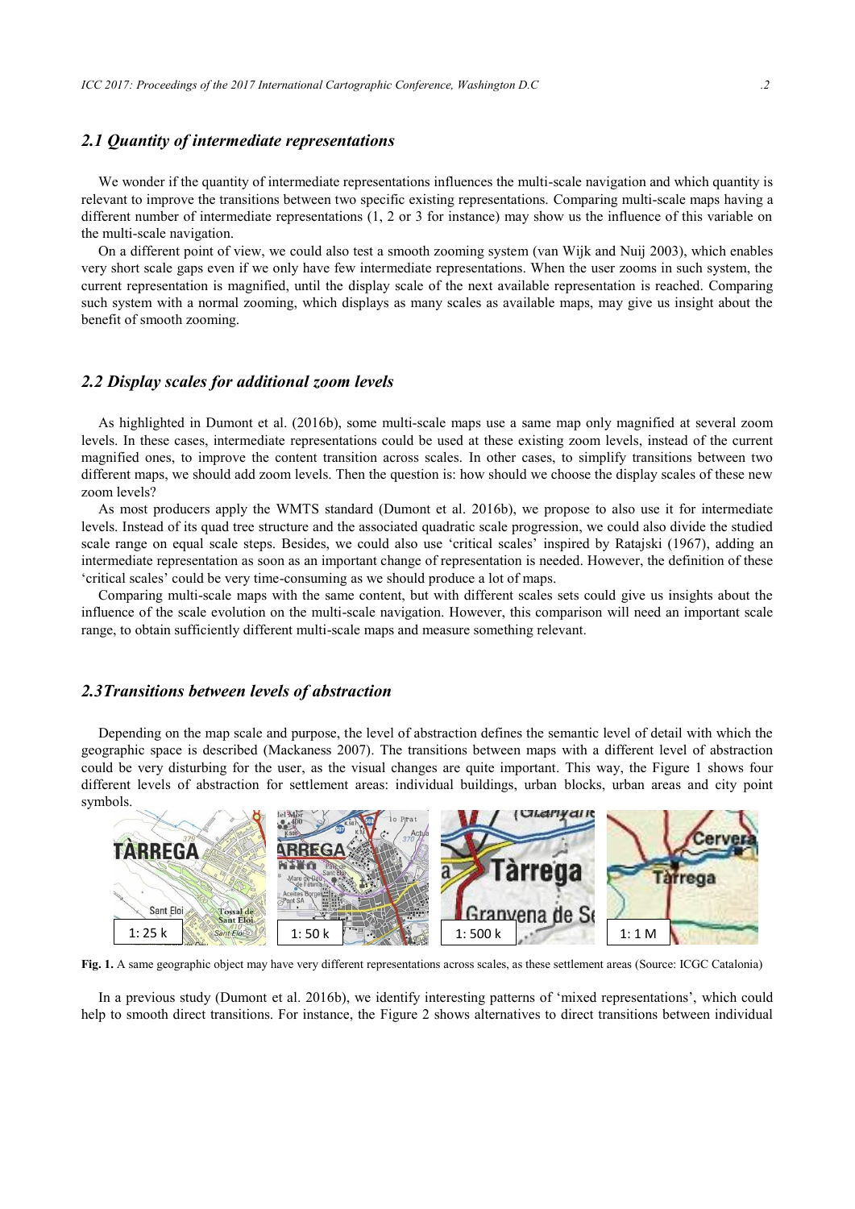### *2.1 Quantity of intermediate representations*

We wonder if the quantity of intermediate representations influences the multi-scale navigation and which quantity is relevant to improve the transitions between two specific existing representations. Comparing multi-scale maps having a different number of intermediate representations (1, 2 or 3 for instance) may show us the influence of this variable on the multi-scale navigation.

On a different point of view, we could also test a smooth zooming system (van Wijk and Nuij 2003), which enables very short scale gaps even if we only have few intermediate representations. When the user zooms in such system, the current representation is magnified, until the display scale of the next available representation is reached. Comparing such system with a normal zooming, which displays as many scales as available maps, may give us insight about the benefit of smooth zooming.

### *2.2 Display scales for additional zoom levels*

As highlighted in Dumont et al. (2016b), some multi-scale maps use a same map only magnified at several zoom levels. In these cases, intermediate representations could be used at these existing zoom levels, instead of the current magnified ones, to improve the content transition across scales. In other cases, to simplify transitions between two different maps, we should add zoom levels. Then the question is: how should we choose the display scales of these new zoom levels?

As most producers apply the WMTS standard (Dumont et al. 2016b), we propose to also use it for intermediate levels. Instead of its quad tree structure and the associated quadratic scale progression, we could also divide the studied scale range on equal scale steps. Besides, we could also use 'critical scales' inspired by Ratajski (1967), adding an intermediate representation as soon as an important change of representation is needed. However, the definition of these 'critical scales' could be very time-consuming as we should produce a lot of maps.

Comparing multi-scale maps with the same content, but with different scales sets could give us insights about the influence of the scale evolution on the multi-scale navigation. However, this comparison will need an important scale range, to obtain sufficiently different multi-scale maps and measure something relevant.

### *2.3Transitions between levels of abstraction*

Depending on the map scale and purpose, the level of abstraction defines the semantic level of detail with which the geographic space is described (Mackaness 2007). The transitions between maps with a different level of abstraction could be very disturbing for the user, as the visual changes are quite important. This way, the Figure 1 shows four different levels of abstraction for settlement areas: individual buildings, urban blocks, urban areas and city point symbols.

**Fig. 1.** A same geographic object may have very different representations across scales, as these settlement areas (Source: ICGC Catalonia)

In a previous study (Dumont et al. 2016b), we identify interesting patterns of 'mixed representations', which could help to smooth direct transitions. For instance, the Figure 2 shows alternatives to direct transitions between individual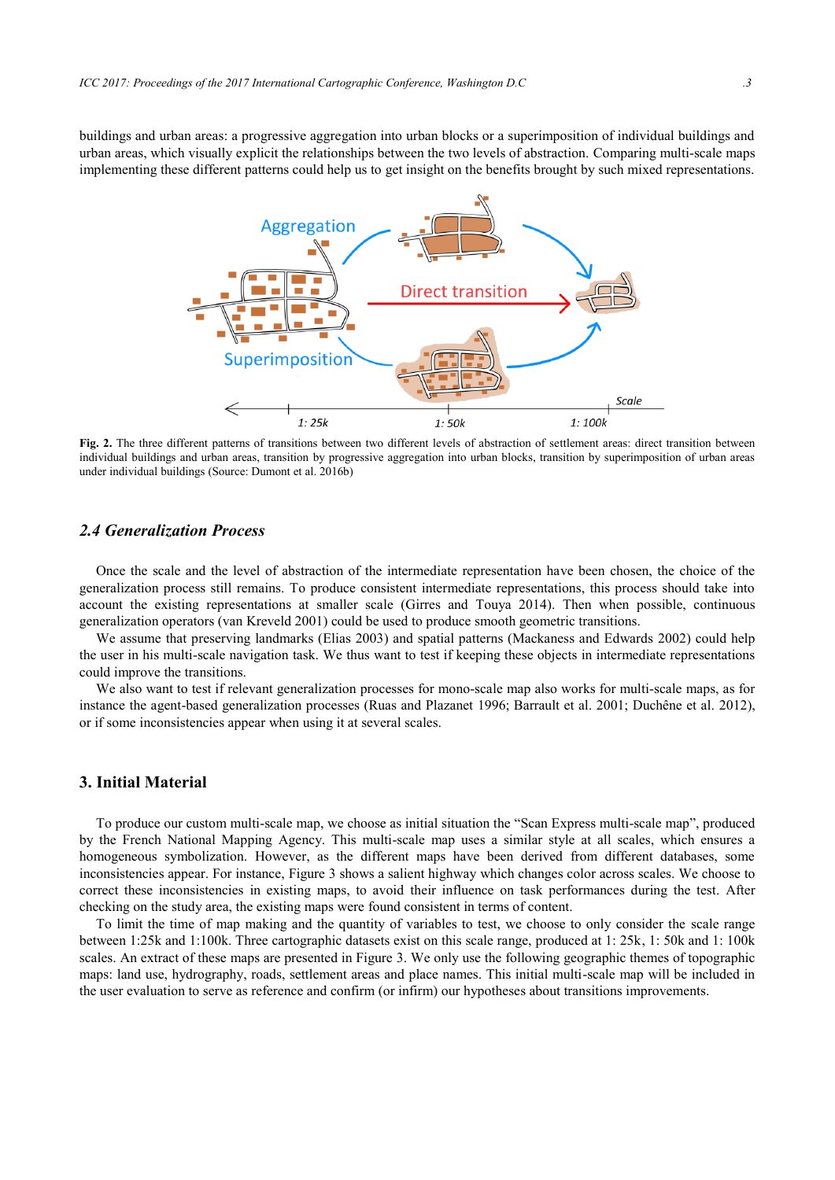buildings and urban areas: a progressive aggregation into urban blocks or a superimposition of individual buildings and urban areas, which visually explicit the relationships between the two levels of abstraction. Comparing multi-scale maps implementing these different patterns could help us to get insight on the benefits brought by such mixed representations.

**Fig. 2.** The three different patterns of transitions between two different levels of abstraction of settlement areas: direct transition between individual buildings and urban areas, transition by progressive aggregation into urban blocks, transition by superimposition of urban areas under individual buildings (Source: Dumont et al. 2016b)

## *2.4 Generalization Process*

Once the scale and the level of abstraction of the intermediate representation have been chosen, the choice of the generalization process still remains. To produce consistent intermediate representations, this process should take into account the existing representations at smaller scale (Girres and Touya 2014). Then when possible, continuous generalization operators (van Kreveld 2001) could be used to produce smooth geometric transitions.

We assume that preserving landmarks (Elias 2003) and spatial patterns (Mackaness and Edwards 2002) could help the user in his multi-scale navigation task. We thus want to test if keeping these objects in intermediate representations could improve the transitions.

We also want to test if relevant generalization processes for mono-scale map also works for multi-scale maps, as for instance the agent-based generalization processes (Ruas and Plazanet 1996; Barrault et al. 2001; Duchêne et al. 2012), or if some inconsistencies appear when using it at several scales.

# 3. Initial Material

To produce our custom multi-scale map, we choose as initial situation the "Scan Express multi-scale map", produced by the French National Mapping Agency. This multi-scale map uses a similar style at all scales, which ensures a homogeneous symbolization. However, as the different maps have been derived from different databases, some inconsistencies appear. For instance, Figure 3 shows a salient highway which changes color across scales. We choose to correct these inconsistencies in existing maps, to avoid their influence on task performances during the test. After checking on the study area, the existing maps were found consistent in terms of content.

To limit the time of map making and the quantity of variables to test, we choose to only consider the scale range between 1:25k and 1:100k. Three cartographic datasets exist on this scale range, produced at 1: 25k, 1: 50k and 1: 100k scales. An extract of these maps are presented in Figure 3. We only use the following geographic themes of topographic maps: land use, hydrography, roads, settlement areas and place names. This initial multi-scale map will be included in the user evaluation to serve as reference and confirm (or infirm) our hypotheses about transitions improvements.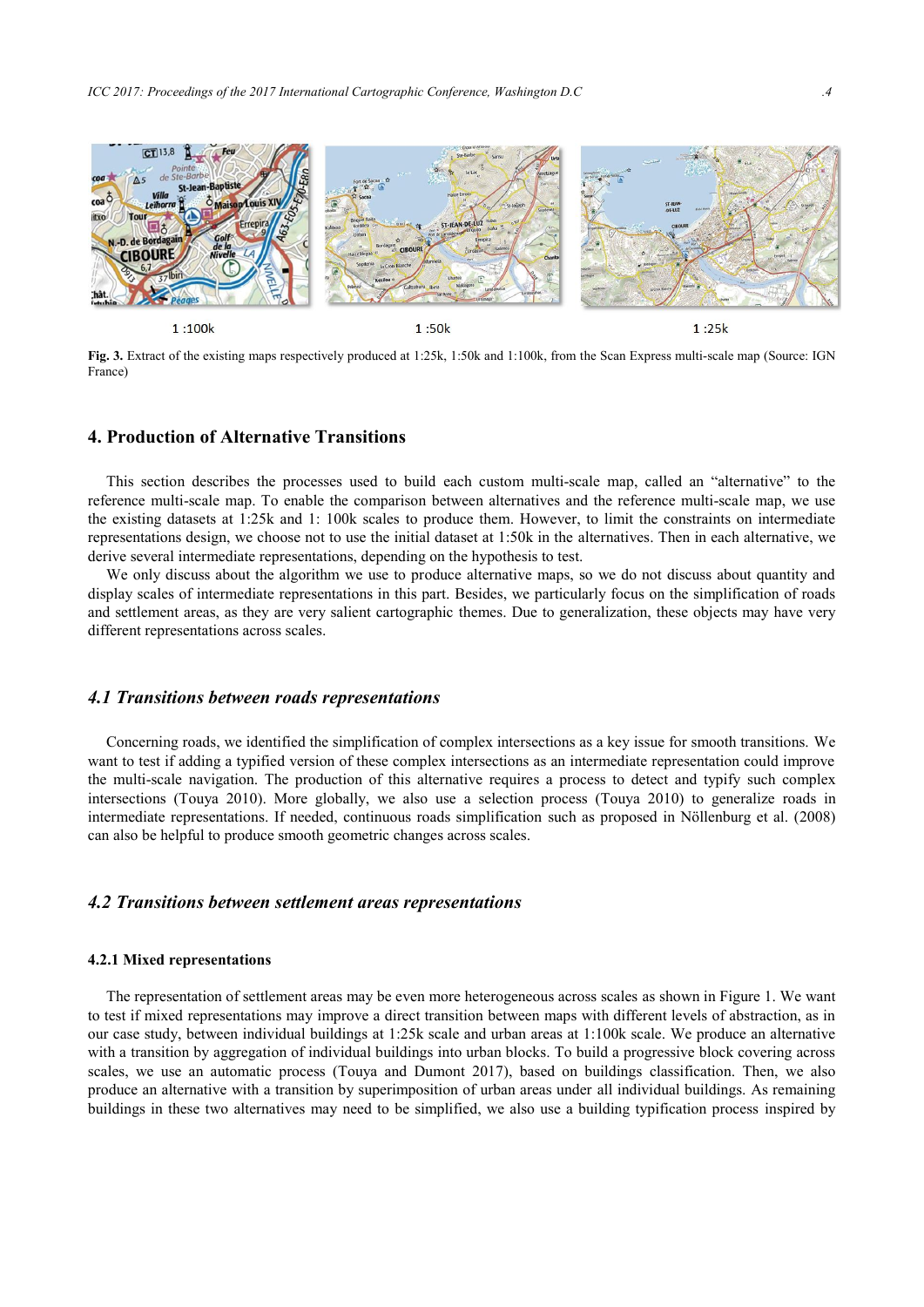1 :100k 1 :50k 1 :25k

**Fig. 3.** Extract of the existing maps respectively produced at 1:25k, 1:50k and 1:100k, from the Scan Express multi-scale map (Source: IGN France)

## 4. Production of Alternative Transitions

This section describes the processes used to build each custom multi-scale map, called an "alternative" to the reference multi-scale map. To enable the comparison between alternatives and the reference multi-scale map, we use the existing datasets at 1:25k and 1: 100k scales to produce them. However, to limit the constraints on intermediate representations design, we choose not to use the initial dataset at 1:50k in the alternatives. Then in each alternative, we derive several intermediate representations, depending on the hypothesis to test.

We only discuss about the algorithm we use to produce alternative maps, so we do not discuss about quantity and display scales of intermediate representations in this part. Besides, we particularly focus on the simplification of roads and settlement areas, as they are very salient cartographic themes. Due to generalization, these objects may have very different representations across scales.

### *4.1 Transitions between roads representations*

Concerning roads, we identified the simplification of complex intersections as a key issue for smooth transitions. We want to test if adding a typified version of these complex intersections as an intermediate representation could improve the multi-scale navigation. The production of this alternative requires a process to detect and typify such complex intersections (Touya 2010). More globally, we also use a selection process (Touya 2010) to generalize roads in intermediate representations. If needed, continuous roads simplification such as proposed in Nöllenburg et al. (2008) can also be helpful to produce smooth geometric changes across scales.

### *4.2 Transitions between settlement areas representations*

#### 4.2.1 Mixed representations

The representation of settlement areas may be even more heterogeneous across scales as shown in Figure 1. We want to test if mixed representations may improve a direct transition between maps with different levels of abstraction, as in our case study, between individual buildings at 1:25k scale and urban areas at 1:100k scale. We produce an alternative with a transition by aggregation of individual buildings into urban blocks. To build a progressive block covering across scales, we use an automatic process (Touya and Dumont 2017), based on buildings classification. Then, we also produce an alternative with a transition by superimposition of urban areas under all individual buildings. As remaining buildings in these two alternatives may need to be simplified, we also use a building typification process inspired by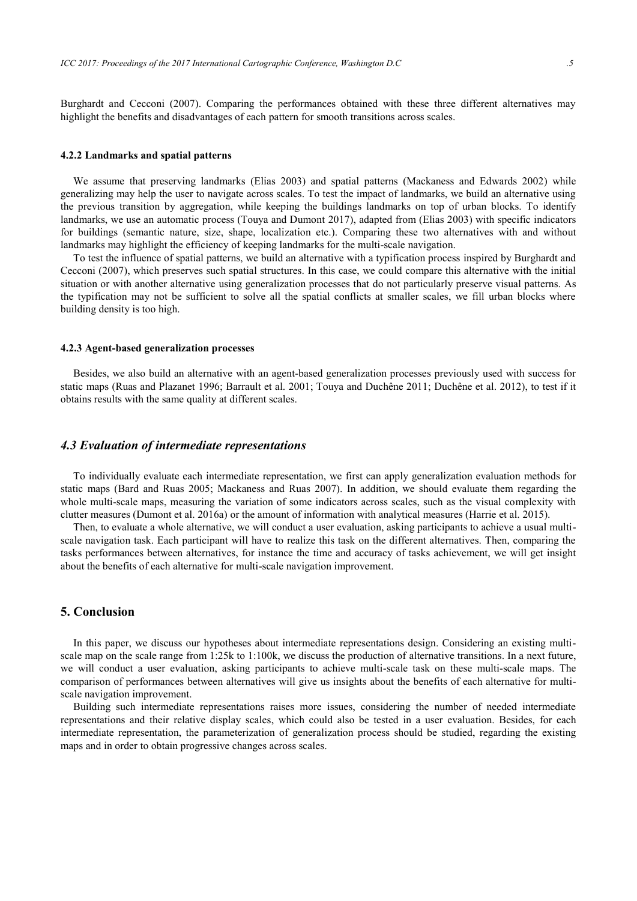Burghardt and Cecconi (2007). Comparing the performances obtained with these three different alternatives may highlight the benefits and disadvantages of each pattern for smooth transitions across scales.

#### 4.2.2 Landmarks and spatial patterns

We assume that preserving landmarks (Elias 2003) and spatial patterns (Mackaness and Edwards 2002) while generalizing may help the user to navigate across scales. To test the impact of landmarks, we build an alternative using the previous transition by aggregation, while keeping the buildings landmarks on top of urban blocks. To identify landmarks, we use an automatic process (Touya and Dumont 2017), adapted from (Elias 2003) with specific indicators for buildings (semantic nature, size, shape, localization etc.). Comparing these two alternatives with and without landmarks may highlight the efficiency of keeping landmarks for the multi-scale navigation.

To test the influence of spatial patterns, we build an alternative with a typification process inspired by Burghardt and Cecconi (2007), which preserves such spatial structures. In this case, we could compare this alternative with the initial situation or with another alternative using generalization processes that do not particularly preserve visual patterns. As the typification may not be sufficient to solve all the spatial conflicts at smaller scales, we fill urban blocks where building density is too high.

#### 4.2.3 Agent-based generalization processes

Besides, we also build an alternative with an agent-based generalization processes previously used with success for static maps (Ruas and Plazanet 1996; Barrault et al. 2001; Touya and Duchêne 2011; Duchêne et al. 2012), to test if it obtains results with the same quality at different scales.

### *4.3 Evaluation of intermediate representations*

To individually evaluate each intermediate representation, we first can apply generalization evaluation methods for static maps (Bard and Ruas 2005; Mackaness and Ruas 2007). In addition, we should evaluate them regarding the whole multi-scale maps, measuring the variation of some indicators across scales, such as the visual complexity with clutter measures (Dumont et al. 2016a) or the amount of information with analytical measures (Harrie et al. 2015).

Then, to evaluate a whole alternative, we will conduct a user evaluation, asking participants to achieve a usual multi-scale navigation task. Each participant will have to realize this task on the different alternatives. Then, comparing the tasks performances between alternatives, for instance the time and accuracy of tasks achievement, we will get insight about the benefits of each alternative for multi-scale navigation improvement.

## 5. Conclusion

In this paper, we discuss our hypotheses about intermediate representations design. Considering an existing multi-scale map on the scale range from 1:25k to 1:100k, we discuss the production of alternative transitions. In a next future, we will conduct a user evaluation, asking participants to achieve multi-scale task on these multi-scale maps. The comparison of performances between alternatives will give us insights about the benefits of each alternative for multi-scale navigation improvement.

Building such intermediate representations raises more issues, considering the number of needed intermediate representations and their relative display scales, which could also be tested in a user evaluation. Besides, for each intermediate representation, the parameterization of generalization process should be studied, regarding the existing maps and in order to obtain progressive changes across scales.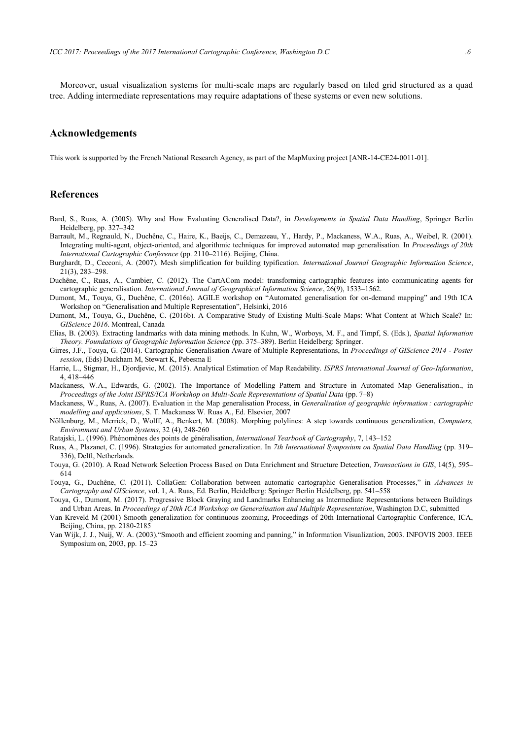Moreover, usual visualization systems for multi-scale maps are regularly based on tiled grid structured as a quad tree. Adding intermediate representations may require adaptations of these systems or even new solutions.

## Acknowledgements

This work is supported by the French National Research Agency, as part of the MapMuxing project [ANR-14-CE24-0011-01].

## References

Bard, S., Ruas, A. (2005). Why and How Evaluating Generalised Data?, in *Developments in Spatial Data Handling*, Springer Berlin Heidelberg, pp. 327–342

Barrault, M., Regnauld, N., Duchêne, C., Haire, K., Baeijs, C., Demazeau, Y., Hardy, P., Mackaness, W.A., Ruas, A., Weibel, R. (2001). Integrating multi-agent, object-oriented, and algorithmic techniques for improved automated map generalisation. In *Proceedings of 20th International Cartographic Conference* (pp. 2110–2116). Beijing, China.

Burghardt, D., Cecconi, A. (2007). Mesh simplification for building typification. *International Journal Geographic Information Science*, 21(3), 283–298.

Duchêne, C., Ruas, A., Cambier, C. (2012). The CartACom model: transforming cartographic features into communicating agents for cartographic generalisation. *International Journal of Geographical Information Science*, 26(9), 1533–1562.

Dumont, M., Touya, G., Duchêne, C. (2016a). AGILE workshop on "Automated generalisation for on-demand mapping" and 19th ICA Workshop on "Generalisation and Multiple Representation", Helsinki, 2016

Dumont, M., Touya, G., Duchêne, C. (2016b). A Comparative Study of Existing Multi-Scale Maps: What Content at Which Scale? In: *GIScience 2016*. Montreal, Canada

Elias, B. (2003). Extracting landmarks with data mining methods. In Kuhn, W., Worboys, M. F., and Timpf, S. (Eds.), *Spatial Information Theory. Foundations of Geographic Information Science* (pp. 375–389). Berlin Heidelberg: Springer.

Girres, J.F., Touya, G. (2014). Cartographic Generalisation Aware of Multiple Representations, In *Proceedings of GIScience 2014 - Poster session*, (Eds) Duckham M, Stewart K, Pebesma E

Harrie, L., Stigmar, H., Djordjevic, M. (2015). Analytical Estimation of Map Readability. *ISPRS International Journal of Geo-Information*, 4, 418–446

Mackaness, W.A., Edwards, G. (2002). The Importance of Modelling Pattern and Structure in Automated Map Generalisation., in *Proceedings of the Joint ISPRS/ICA Workshop on Multi-Scale Representations of Spatial Data* (pp. 7–8)

Mackaness, W., Ruas, A. (2007). Evaluation in the Map generalisation Process, in *Generalisation of geographic information : cartographic modelling and applications*, S. T. Mackaness W. Ruas A., Ed. Elsevier, 2007

Nöllenburg, M., Merrick, D., Wolff, A., Benkert, M. (2008). Morphing polylines: A step towards continuous generalization, *Computers, Environment and Urban Systems*, 32 (4), 248-260

Ratajski, L. (1996). Phénomènes des points de généralisation, *International Yearbook of Cartography*, 7, 143–152

Ruas, A., Plazanet, C. (1996). Strategies for automated generalization. In *7th International Symposium on Spatial Data Handling* (pp. 319–336), Delft, Netherlands.

Touya, G. (2010). A Road Network Selection Process Based on Data Enrichment and Structure Detection, *Transactions in GIS*, 14(5), 595–614

Touya, G., Duchêne, C. (2011). CollaGen: Collaboration between automatic cartographic Generalisation Processes," in *Advances in Cartography and GIScience*, vol. 1, A. Ruas, Ed. Berlin, Heidelberg: Springer Berlin Heidelberg, pp. 541–558

Touya, G., Dumont, M. (2017). Progressive Block Graying and Landmarks Enhancing as Intermediate Representations between Buildings and Urban Areas. In *Proceedings of 20th ICA Workshop on Generalisation and Multiple Representation*, Washington D.C, submitted

Van Kreveld M (2001) Smooth generalization for continuous zooming, Proceedings of 20th International Cartographic Conference, ICA, Beijing, China, pp. 2180-2185

Van Wijk, J. J., Nuij, W. A. (2003)."Smooth and efficient zooming and panning," in Information Visualization, 2003. INFOVIS 2003. IEEE Symposium on, 2003, pp. 15–23